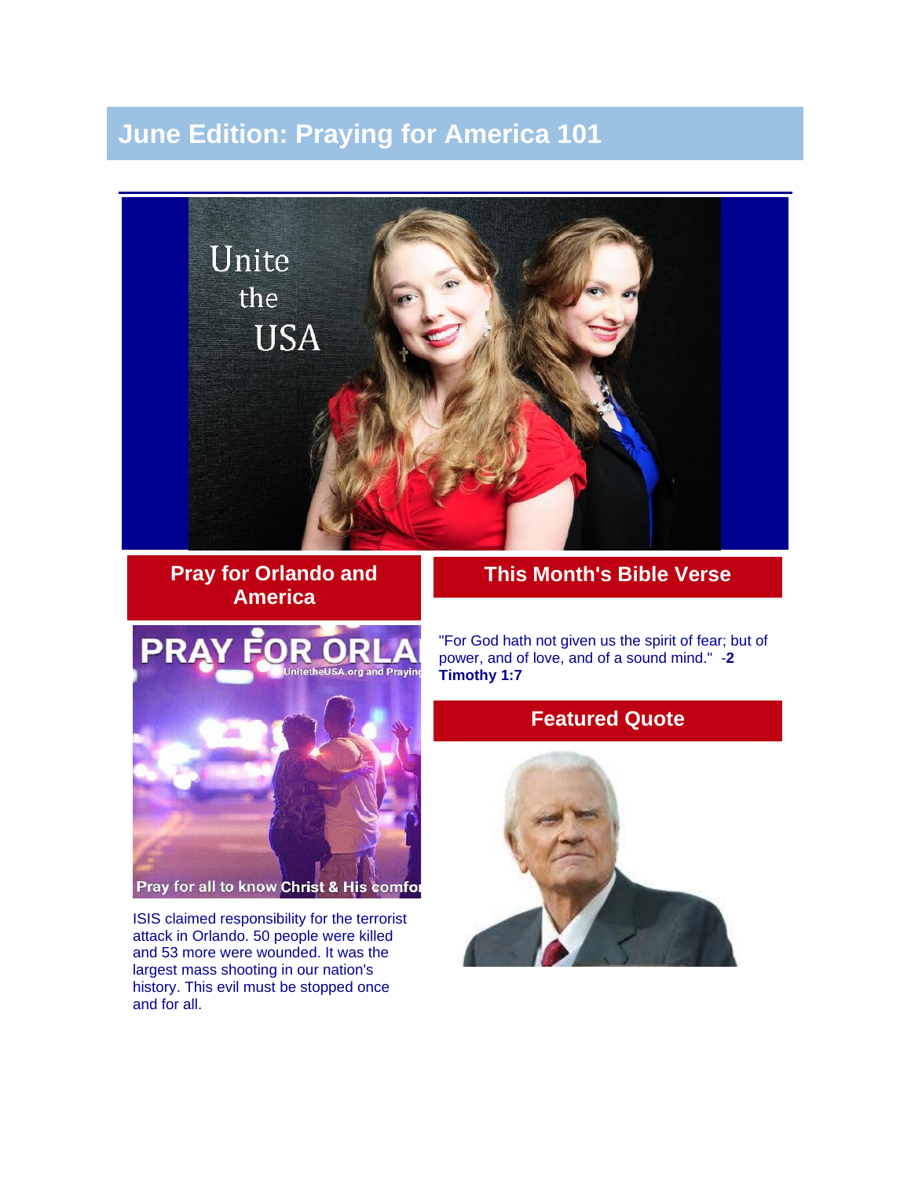# June Edition: Praying for America 101

## Pray for Orlando and America

ISIS claimed responsibility for the terrorist attack in Orlando. 50 people were killed and 53 more were wounded. It was the largest mass shooting in our nation's history. This evil must be stopped once and for all.

## This Month's Bible Verse

"For God hath not given us the spirit of fear; but of power, and of love, and of a sound mind." -**2 Timothy 1:7**

## Featured Quote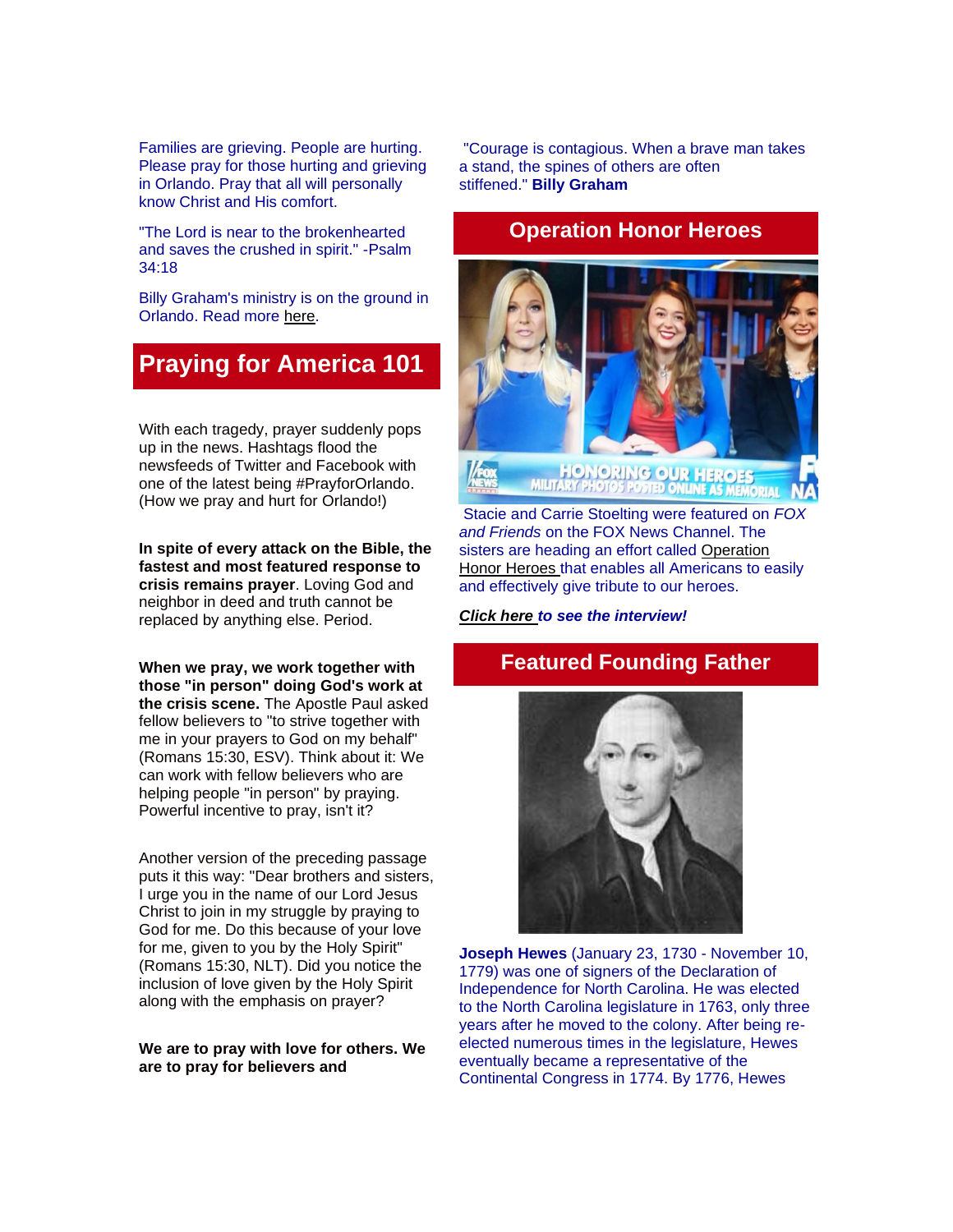Families are grieving. People are hurting. Please pray for those hurting and grieving in Orlando. Pray that all will personally know Christ and His comfort.

"The Lord is near to the brokenhearted and saves the crushed in spirit." -Psalm 34:18

Billy Graham's ministry is on the ground in Orlando. Read more here.

## Praying for America 101

With each tragedy, prayer suddenly pops up in the news. Hashtags flood the newsfeeds of Twitter and Facebook with one of the latest being #PrayforOrlando. (How we pray and hurt for Orlando!)

**In spite of every attack on the Bible, the fastest and most featured response to crisis remains prayer**. Loving God and neighbor in deed and truth cannot be replaced by anything else. Period.

**When we pray, we work together with those "in person" doing God's work at the crisis scene.** The Apostle Paul asked fellow believers to "to strive together with me in your prayers to God on my behalf" (Romans 15:30, ESV). Think about it: We can work with fellow believers who are helping people "in person" by praying. Powerful incentive to pray, isn't it?

Another version of the preceding passage puts it this way: "Dear brothers and sisters, I urge you in the name of our Lord Jesus Christ to join in my struggle by praying to God for me. Do this because of your love for me, given to you by the Holy Spirit" (Romans 15:30, NLT). Did you notice the inclusion of love given by the Holy Spirit along with the emphasis on prayer?

**We are to pray with love for others. We are to pray for believers and**

"Courage is contagious. When a brave man takes a stand, the spines of others are often stiffened." **Billy Graham**

## Operation Honor Heroes

Stacie and Carrie Stoelting were featured on *FOX and Friends* on the FOX News Channel. The sisters are heading an effort called Operation Honor Heroes that enables all Americans to easily and effectively give tribute to our heroes.

***Click here to see the interview!***

## Featured Founding Father

**Joseph Hewes** (January 23, 1730 - November 10, 1779) was one of signers of the Declaration of Independence for North Carolina. He was elected to the North Carolina legislature in 1763, only three years after he moved to the colony. After being re-elected numerous times in the legislature, Hewes eventually became a representative of the Continental Congress in 1774. By 1776, Hewes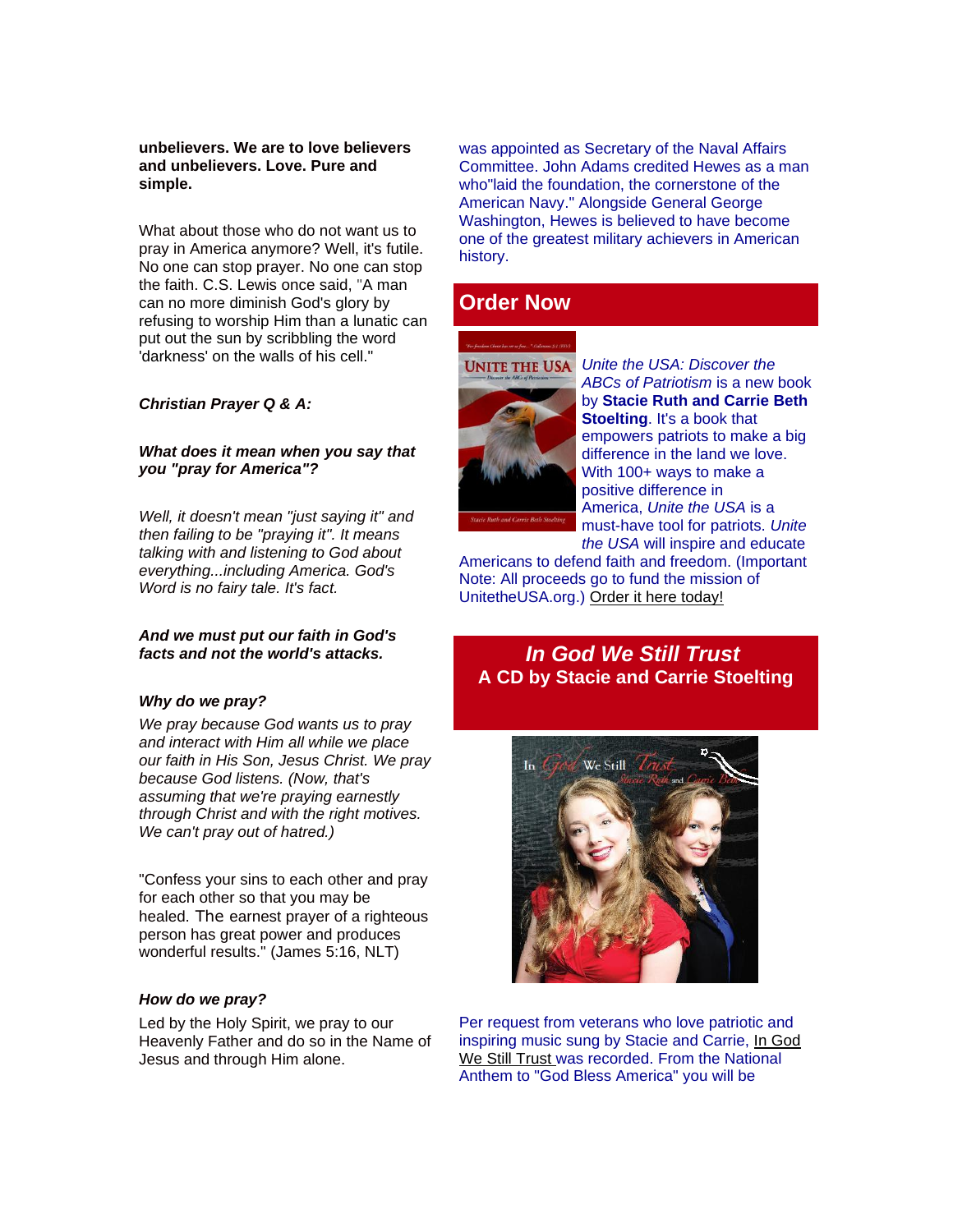**unbelievers. We are to love believers and unbelievers. Love. Pure and simple.**

What about those who do not want us to pray in America anymore? Well, it's futile. No one can stop prayer. No one can stop the faith. C.S. Lewis once said, "A man can no more diminish God's glory by refusing to worship Him than a lunatic can put out the sun by scribbling the word 'darkness' on the walls of his cell."

***Christian Prayer Q & A:***

***What does it mean when you say that you "pray for America"?***

*Well, it doesn't mean "just saying it" and then failing to be "praying it". It means talking with and listening to God about everything...including America. God's Word is no fairy tale. It's fact.*

***And we must put our faith in God's facts and not the world's attacks.***

***Why do we pray?***

*We pray because God wants us to pray and interact with Him all while we place our faith in His Son, Jesus Christ. We pray because God listens. (Now, that's assuming that we're praying earnestly through Christ and with the right motives. We can't pray out of hatred.)*

"Confess your sins to each other and pray for each other so that you may be healed. The earnest prayer of a righteous person has great power and produces wonderful results." (James 5:16, NLT)

***How do we pray?***

Led by the Holy Spirit, we pray to our Heavenly Father and do so in the Name of Jesus and through Him alone.

was appointed as Secretary of the Naval Affairs Committee. John Adams credited Hewes as a man who"laid the foundation, the cornerstone of the American Navy." Alongside General George Washington, Hewes is believed to have become one of the greatest military achievers in American history.

## Order Now

*Unite the USA: Discover the ABCs of Patriotism* is a new book by **Stacie Ruth and Carrie Beth Stoelting**. It's a book that empowers patriots to make a big difference in the land we love. With 100+ ways to make a positive difference in America, *Unite the USA* is a must-have tool for patriots. *Unite the USA* will inspire and educate Americans to defend faith and freedom. (Important Note: All proceeds go to fund the mission of UnitetheUSA.org.) Order it here today!

## *In God We Still Trust*
## A CD by Stacie and Carrie Stoelting

Per request from veterans who love patriotic and inspiring music sung by Stacie and Carrie, In God We Still Trust was recorded. From the National Anthem to "God Bless America" you will be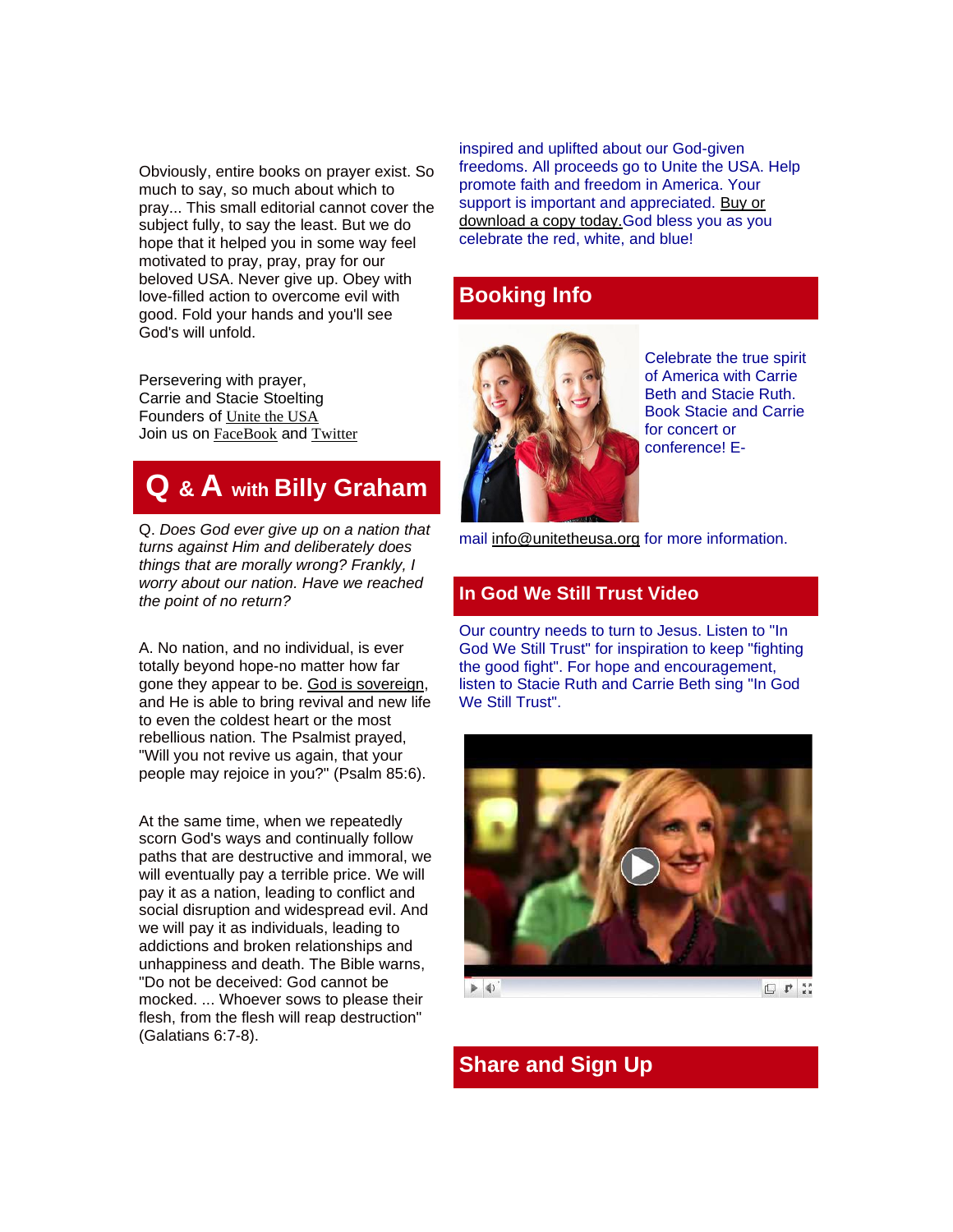Obviously, entire books on prayer exist. So much to say, so much about which to pray... This small editorial cannot cover the subject fully, to say the least. But we do hope that it helped you in some way feel motivated to pray, pray, pray for our beloved USA. Never give up. Obey with love-filled action to overcome evil with good. Fold your hands and you'll see God's will unfold.

Persevering with prayer,
Carrie and Stacie Stoelting
Founders of Unite the USA
Join us on FaceBook and Twitter

## Q & A with Billy Graham

Q. *Does God ever give up on a nation that turns against Him and deliberately does things that are morally wrong? Frankly, I worry about our nation. Have we reached the point of no return?*

A. No nation, and no individual, is ever totally beyond hope-no matter how far gone they appear to be. God is sovereign, and He is able to bring revival and new life to even the coldest heart or the most rebellious nation. The Psalmist prayed, "Will you not revive us again, that your people may rejoice in you?" (Psalm 85:6).

At the same time, when we repeatedly scorn God's ways and continually follow paths that are destructive and immoral, we will eventually pay a terrible price. We will pay it as a nation, leading to conflict and social disruption and widespread evil. And we will pay it as individuals, leading to addictions and broken relationships and unhappiness and death. The Bible warns, "Do not be deceived: God cannot be mocked. ... Whoever sows to please their flesh, from the flesh will reap destruction" (Galatians 6:7-8).

inspired and uplifted about our God-given freedoms. All proceeds go to Unite the USA. Help promote faith and freedom in America. Your support is important and appreciated. Buy or download a copy today. God bless you as you celebrate the red, white, and blue!

## Booking Info

Celebrate the true spirit of America with Carrie Beth and Stacie Ruth. Book Stacie and Carrie for concert or conference! E-mail info@unitetheusa.org for more information.

## In God We Still Trust Video

Our country needs to turn to Jesus. Listen to "In God We Still Trust" for inspiration to keep "fighting the good fight". For hope and encouragement, listen to Stacie Ruth and Carrie Beth sing "In God We Still Trust".

## Share and Sign Up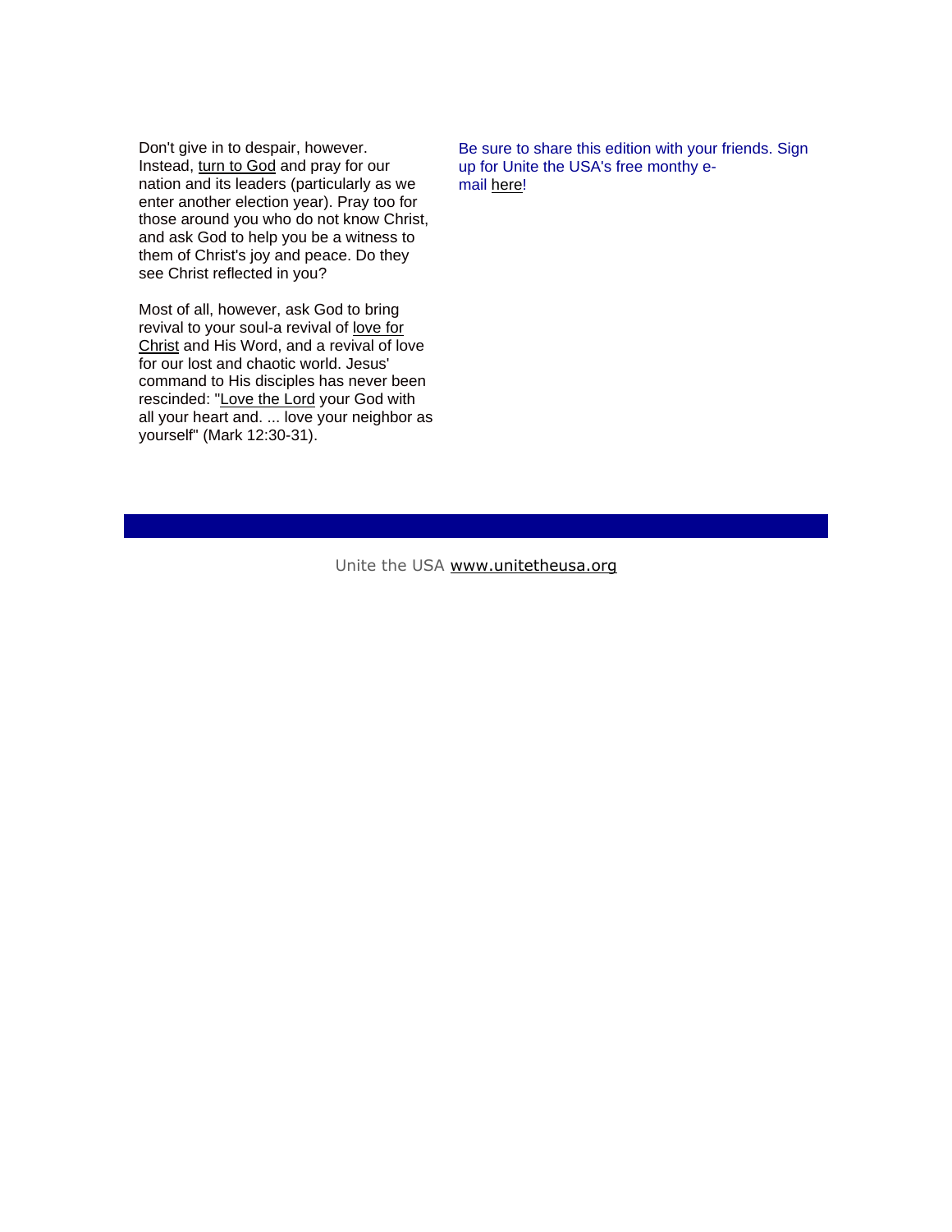Don't give in to despair, however. Instead, turn to God and pray for our nation and its leaders (particularly as we enter another election year). Pray too for those around you who do not know Christ, and ask God to help you be a witness to them of Christ's joy and peace. Do they see Christ reflected in you?

Most of all, however, ask God to bring revival to your soul-a revival of love for Christ and His Word, and a revival of love for our lost and chaotic world. Jesus' command to His disciples has never been rescinded: "Love the Lord your God with all your heart and. ... love your neighbor as yourself" (Mark 12:30-31).

Be sure to share this edition with your friends. Sign up for Unite the USA's free monthy e-mail here!

Unite the USA www.unitetheusa.org